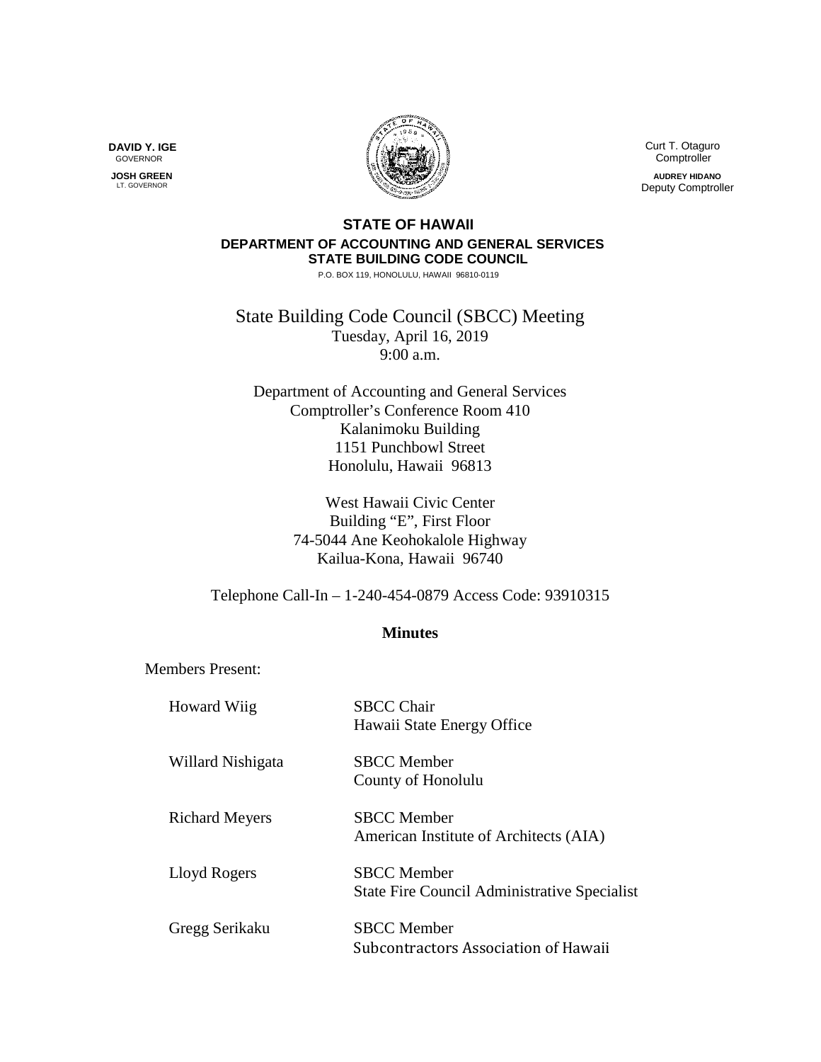**DAVID Y. IGE**
GOVERNOR

**JOSH GREEN**
LT. GOVERNOR

Curt T. Otaguro
Comptroller

**AUDREY HIDANO**
Deputy Comptroller

**STATE OF HAWAII**
**DEPARTMENT OF ACCOUNTING AND GENERAL SERVICES**
**STATE BUILDING CODE COUNCIL**
P.O. BOX 119, HONOLULU, HAWAII 96810-0119

# State Building Code Council (SBCC) Meeting

Tuesday, April 16, 2019
9:00 a.m.

Department of Accounting and General Services
Comptroller's Conference Room 410
Kalanimoku Building
1151 Punchbowl Street
Honolulu, Hawaii 96813

West Hawaii Civic Center
Building "E", First Floor
74-5044 Ane Keohokalole Highway
Kailua-Kona, Hawaii 96740

Telephone Call-In – 1-240-454-0879 Access Code: 93910315

## Minutes

Members Present:

| | |
|---|---|
| Howard Wiig | SBCC Chair<br>Hawaii State Energy Office |
| Willard Nishigata | SBCC Member<br>County of Honolulu |
| Richard Meyers | SBCC Member<br>American Institute of Architects (AIA) |
| Lloyd Rogers | SBCC Member<br>State Fire Council Administrative Specialist |
| Gregg Serikaku | SBCC Member<br>Subcontractors Association of Hawaii |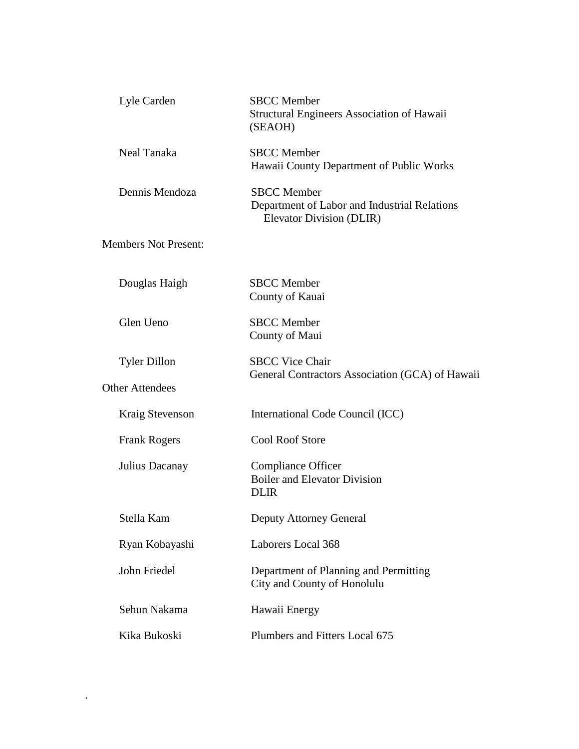| | |
|---|---|
| Lyle Carden | SBCC Member<br>Structural Engineers Association of Hawaii (SEAOH) |
| Neal Tanaka | SBCC Member<br>Hawaii County Department of Public Works |
| Dennis Mendoza | SBCC Member<br>Department of Labor and Industrial Relations<br>Elevator Division (DLIR) |

Members Not Present:

| | |
|---|---|
| Douglas Haigh | SBCC Member<br>County of Kauai |
| Glen Ueno | SBCC Member<br>County of Maui |
| Tyler Dillon | SBCC Vice Chair<br>General Contractors Association (GCA) of Hawaii |

Other Attendees

| | |
|---|---|
| Kraig Stevenson | International Code Council (ICC) |
| Frank Rogers | Cool Roof Store |
| Julius Dacanay | Compliance Officer<br>Boiler and Elevator Division<br>DLIR |
| Stella Kam | Deputy Attorney General |
| Ryan Kobayashi | Laborers Local 368 |
| John Friedel | Department of Planning and Permitting<br>City and County of Honolulu |
| Sehun Nakama | Hawaii Energy |
| Kika Bukoski | Plumbers and Fitters Local 675 |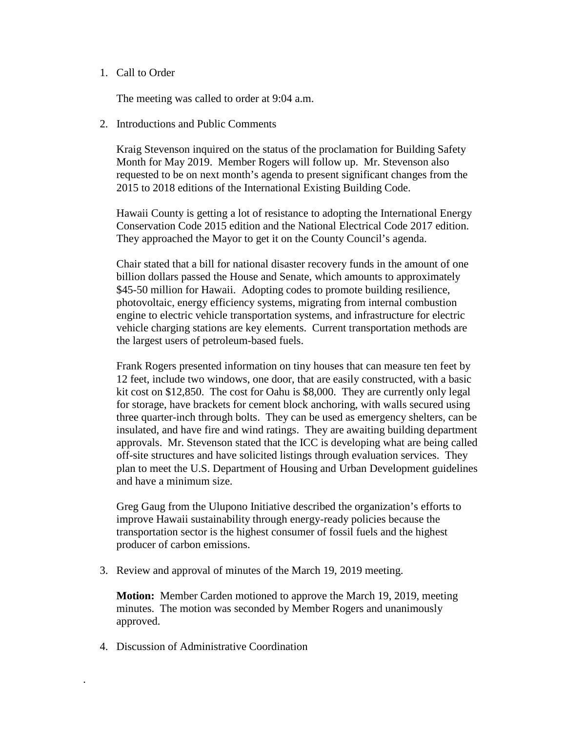1. Call to Order

   The meeting was called to order at 9:04 a.m.

2. Introductions and Public Comments

   Kraig Stevenson inquired on the status of the proclamation for Building Safety Month for May 2019. Member Rogers will follow up. Mr. Stevenson also requested to be on next month's agenda to present significant changes from the 2015 to 2018 editions of the International Existing Building Code.

   Hawaii County is getting a lot of resistance to adopting the International Energy Conservation Code 2015 edition and the National Electrical Code 2017 edition. They approached the Mayor to get it on the County Council's agenda.

   Chair stated that a bill for national disaster recovery funds in the amount of one billion dollars passed the House and Senate, which amounts to approximately $45-50 million for Hawaii. Adopting codes to promote building resilience, photovoltaic, energy efficiency systems, migrating from internal combustion engine to electric vehicle transportation systems, and infrastructure for electric vehicle charging stations are key elements. Current transportation methods are the largest users of petroleum-based fuels.

   Frank Rogers presented information on tiny houses that can measure ten feet by 12 feet, include two windows, one door, that are easily constructed, with a basic kit cost on $12,850. The cost for Oahu is $8,000. They are currently only legal for storage, have brackets for cement block anchoring, with walls secured using three quarter-inch through bolts. They can be used as emergency shelters, can be insulated, and have fire and wind ratings. They are awaiting building department approvals. Mr. Stevenson stated that the ICC is developing what are being called off-site structures and have solicited listings through evaluation services. They plan to meet the U.S. Department of Housing and Urban Development guidelines and have a minimum size.

   Greg Gaug from the Ulupono Initiative described the organization's efforts to improve Hawaii sustainability through energy-ready policies because the transportation sector is the highest consumer of fossil fuels and the highest producer of carbon emissions.

3. Review and approval of minutes of the March 19, 2019 meeting.

   **Motion:** Member Carden motioned to approve the March 19, 2019, meeting minutes. The motion was seconded by Member Rogers and unanimously approved.

4. Discussion of Administrative Coordination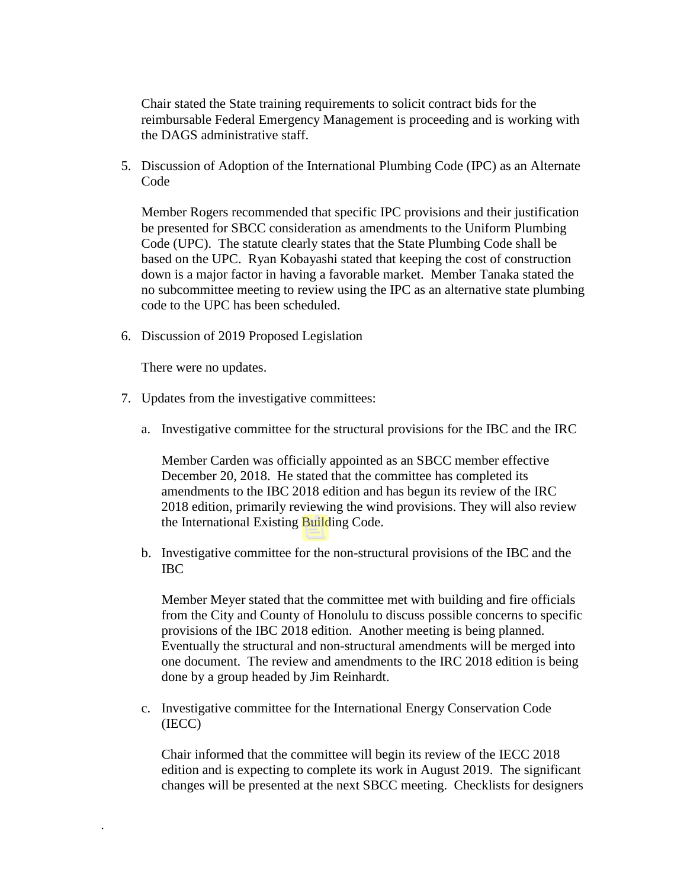Chair stated the State training requirements to solicit contract bids for the reimbursable Federal Emergency Management is proceeding and is working with the DAGS administrative staff.

5. Discussion of Adoption of the International Plumbing Code (IPC) as an Alternate Code

   Member Rogers recommended that specific IPC provisions and their justification be presented for SBCC consideration as amendments to the Uniform Plumbing Code (UPC). The statute clearly states that the State Plumbing Code shall be based on the UPC. Ryan Kobayashi stated that keeping the cost of construction down is a major factor in having a favorable market. Member Tanaka stated the no subcommittee meeting to review using the IPC as an alternative state plumbing code to the UPC has been scheduled.

6. Discussion of 2019 Proposed Legislation

   There were no updates.

7. Updates from the investigative committees:

   a. Investigative committee for the structural provisions for the IBC and the IRC

      Member Carden was officially appointed as an SBCC member effective December 20, 2018. He stated that the committee has completed its amendments to the IBC 2018 edition and has begun its review of the IRC 2018 edition, primarily reviewing the wind provisions. They will also review the International Existing Building Code.

   b. Investigative committee for the non-structural provisions of the IBC and the IBC

      Member Meyer stated that the committee met with building and fire officials from the City and County of Honolulu to discuss possible concerns to specific provisions of the IBC 2018 edition. Another meeting is being planned. Eventually the structural and non-structural amendments will be merged into one document. The review and amendments to the IRC 2018 edition is being done by a group headed by Jim Reinhardt.

   c. Investigative committee for the International Energy Conservation Code (IECC)

      Chair informed that the committee will begin its review of the IECC 2018 edition and is expecting to complete its work in August 2019. The significant changes will be presented at the next SBCC meeting. Checklists for designers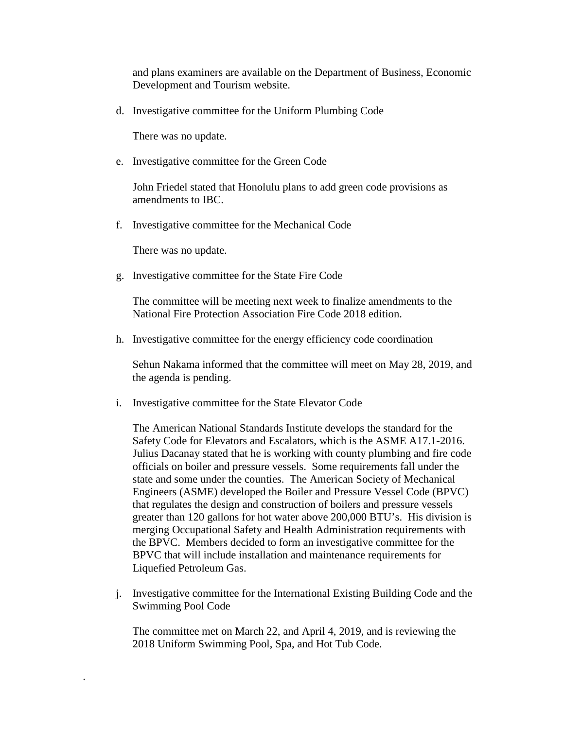and plans examiners are available on the Department of Business, Economic Development and Tourism website.

d. Investigative committee for the Uniform Plumbing Code

   There was no update.

e. Investigative committee for the Green Code

   John Friedel stated that Honolulu plans to add green code provisions as amendments to IBC.

f. Investigative committee for the Mechanical Code

   There was no update.

g. Investigative committee for the State Fire Code

   The committee will be meeting next week to finalize amendments to the National Fire Protection Association Fire Code 2018 edition.

h. Investigative committee for the energy efficiency code coordination

   Sehun Nakama informed that the committee will meet on May 28, 2019, and the agenda is pending.

i. Investigative committee for the State Elevator Code

   The American National Standards Institute develops the standard for the Safety Code for Elevators and Escalators, which is the ASME A17.1-2016. Julius Dacanay stated that he is working with county plumbing and fire code officials on boiler and pressure vessels. Some requirements fall under the state and some under the counties. The American Society of Mechanical Engineers (ASME) developed the Boiler and Pressure Vessel Code (BPVC) that regulates the design and construction of boilers and pressure vessels greater than 120 gallons for hot water above 200,000 BTU's. His division is merging Occupational Safety and Health Administration requirements with the BPVC. Members decided to form an investigative committee for the BPVC that will include installation and maintenance requirements for Liquefied Petroleum Gas.

j. Investigative committee for the International Existing Building Code and the Swimming Pool Code

   The committee met on March 22, and April 4, 2019, and is reviewing the 2018 Uniform Swimming Pool, Spa, and Hot Tub Code.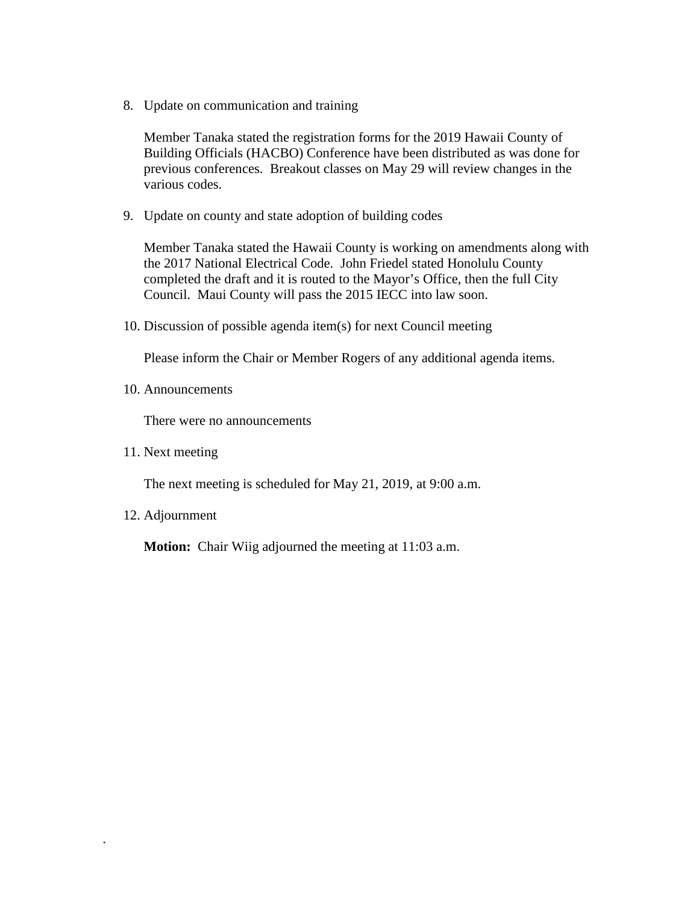8. Update on communication and training

   Member Tanaka stated the registration forms for the 2019 Hawaii County of Building Officials (HACBO) Conference have been distributed as was done for previous conferences. Breakout classes on May 29 will review changes in the various codes.

9. Update on county and state adoption of building codes

   Member Tanaka stated the Hawaii County is working on amendments along with the 2017 National Electrical Code. John Friedel stated Honolulu County completed the draft and it is routed to the Mayor's Office, then the full City Council. Maui County will pass the 2015 IECC into law soon.

10. Discussion of possible agenda item(s) for next Council meeting

    Please inform the Chair or Member Rogers of any additional agenda items.

10. Announcements

    There were no announcements

11. Next meeting

    The next meeting is scheduled for May 21, 2019, at 9:00 a.m.

12. Adjournment

    **Motion:** Chair Wiig adjourned the meeting at 11:03 a.m.

.